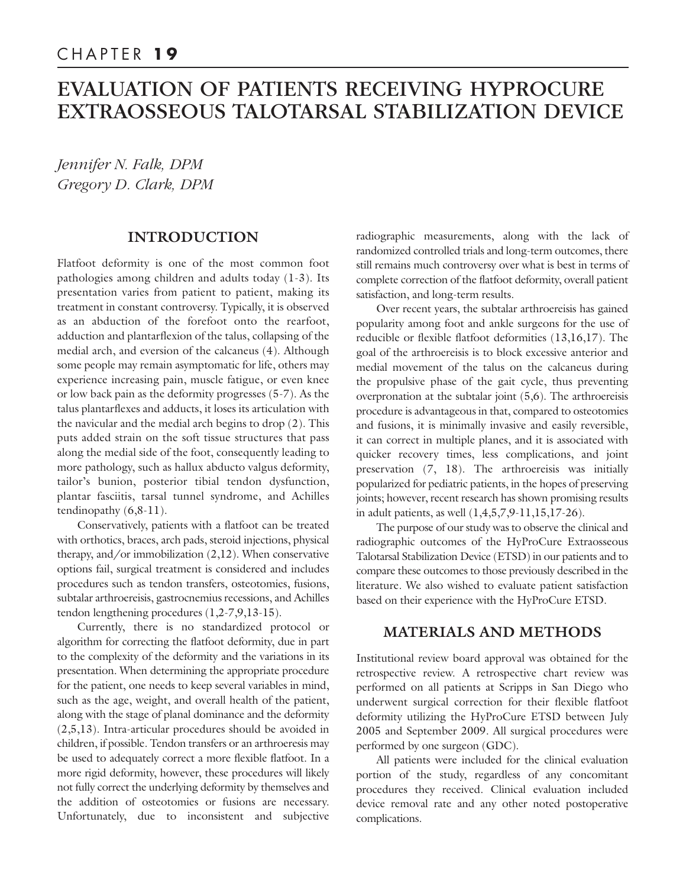CHAPTER **19**

# EVALUATION OF PATIENTS RECEIVING HYPROCURE EXTRAOSSEOUS TALOTARSAL STABILIZATION DEVICE

*Jennifer N. Falk, DPM*
*Gregory D. Clark, DPM*

## INTRODUCTION

Flatfoot deformity is one of the most common foot pathologies among children and adults today (1-3). Its presentation varies from patient to patient, making its treatment in constant controversy. Typically, it is observed as an abduction of the forefoot onto the rearfoot, adduction and plantarflexion of the talus, collapsing of the medial arch, and eversion of the calcaneus (4). Although some people may remain asymptomatic for life, others may experience increasing pain, muscle fatigue, or even knee or low back pain as the deformity progresses (5-7). As the talus plantarflexes and adducts, it loses its articulation with the navicular and the medial arch begins to drop (2). This puts added strain on the soft tissue structures that pass along the medial side of the foot, consequently leading to more pathology, such as hallux abducto valgus deformity, tailor's bunion, posterior tibial tendon dysfunction, plantar fasciitis, tarsal tunnel syndrome, and Achilles tendinopathy (6,8-11).

Conservatively, patients with a flatfoot can be treated with orthotics, braces, arch pads, steroid injections, physical therapy, and/or immobilization (2,12). When conservative options fail, surgical treatment is considered and includes procedures such as tendon transfers, osteotomies, fusions, subtalar arthroereisis, gastrocnemius recessions, and Achilles tendon lengthening procedures (1,2-7,9,13-15).

Currently, there is no standardized protocol or algorithm for correcting the flatfoot deformity, due in part to the complexity of the deformity and the variations in its presentation. When determining the appropriate procedure for the patient, one needs to keep several variables in mind, such as the age, weight, and overall health of the patient, along with the stage of planal dominance and the deformity (2,5,13). Intra-articular procedures should be avoided in children, if possible. Tendon transfers or an arthroereisis may be used to adequately correct a more flexible flatfoot. In a more rigid deformity, however, these procedures will likely not fully correct the underlying deformity by themselves and the addition of osteotomies or fusions are necessary. Unfortunately, due to inconsistent and subjective radiographic measurements, along with the lack of randomized controlled trials and long-term outcomes, there still remains much controversy over what is best in terms of complete correction of the flatfoot deformity, overall patient satisfaction, and long-term results.

Over recent years, the subtalar arthroereisis has gained popularity among foot and ankle surgeons for the use of reducible or flexible flatfoot deformities (13,16,17). The goal of the arthroereisis is to block excessive anterior and medial movement of the talus on the calcaneus during the propulsive phase of the gait cycle, thus preventing overpronation at the subtalar joint (5,6). The arthroereisis procedure is advantageous in that, compared to osteotomies and fusions, it is minimally invasive and easily reversible, it can correct in multiple planes, and it is associated with quicker recovery times, less complications, and joint preservation (7, 18). The arthroereisis was initially popularized for pediatric patients, in the hopes of preserving joints; however, recent research has shown promising results in adult patients, as well (1,4,5,7,9-11,15,17-26).

The purpose of our study was to observe the clinical and radiographic outcomes of the HyProCure Extraosseous Talotarsal Stabilization Device (ETSD) in our patients and to compare these outcomes to those previously described in the literature. We also wished to evaluate patient satisfaction based on their experience with the HyProCure ETSD.

## MATERIALS AND METHODS

Institutional review board approval was obtained for the retrospective review. A retrospective chart review was performed on all patients at Scripps in San Diego who underwent surgical correction for their flexible flatfoot deformity utilizing the HyProCure ETSD between July 2005 and September 2009. All surgical procedures were performed by one surgeon (GDC).

All patients were included for the clinical evaluation portion of the study, regardless of any concomitant procedures they received. Clinical evaluation included device removal rate and any other noted postoperative complications.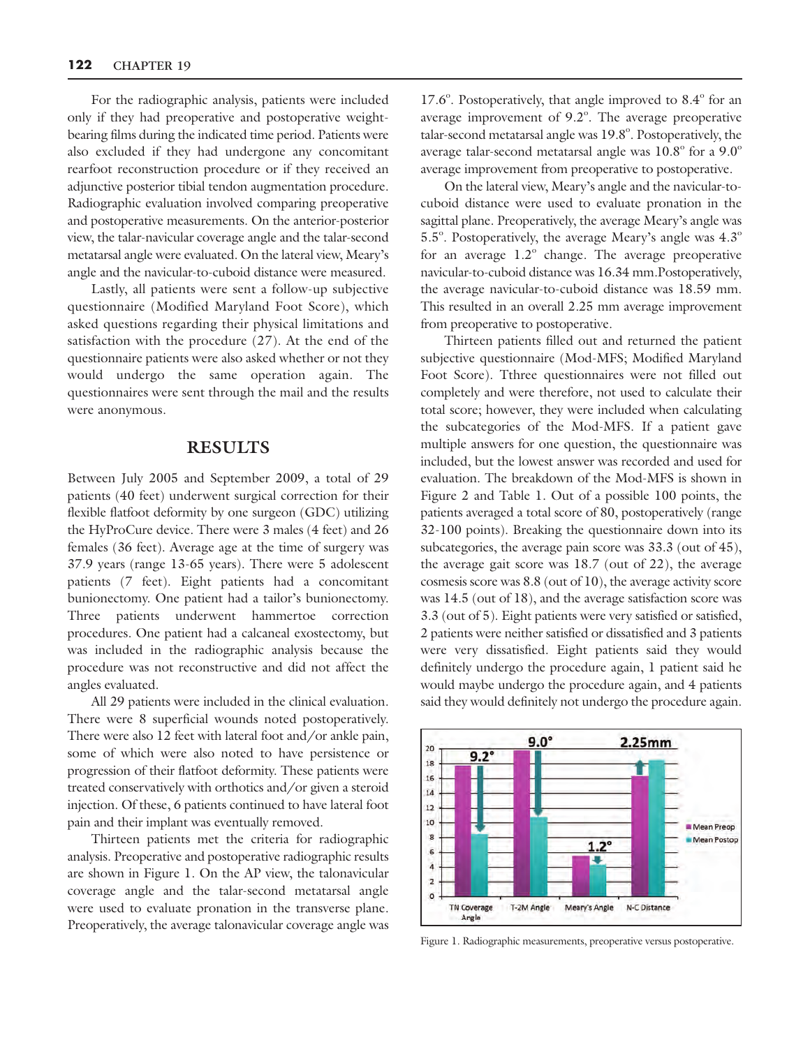For the radiographic analysis, patients were included only if they had preoperative and postoperative weight-bearing films during the indicated time period. Patients were also excluded if they had undergone any concomitant rearfoot reconstruction procedure or if they received an adjunctive posterior tibial tendon augmentation procedure. Radiographic evaluation involved comparing preoperative and postoperative measurements. On the anterior-posterior view, the talar-navicular coverage angle and the talar-second metatarsal angle were evaluated. On the lateral view, Meary's angle and the navicular-to-cuboid distance were measured.

Lastly, all patients were sent a follow-up subjective questionnaire (Modified Maryland Foot Score), which asked questions regarding their physical limitations and satisfaction with the procedure (27). At the end of the questionnaire patients were also asked whether or not they would undergo the same operation again. The questionnaires were sent through the mail and the results were anonymous.

## RESULTS

Between July 2005 and September 2009, a total of 29 patients (40 feet) underwent surgical correction for their flexible flatfoot deformity by one surgeon (GDC) utilizing the HyProCure device. There were 3 males (4 feet) and 26 females (36 feet). Average age at the time of surgery was 37.9 years (range 13-65 years). There were 5 adolescent patients (7 feet). Eight patients had a concomitant bunionectomy. One patient had a tailor's bunionectomy. Three patients underwent hammertoe correction procedures. One patient had a calcaneal exostectomy, but was included in the radiographic analysis because the procedure was not reconstructive and did not affect the angles evaluated.

All 29 patients were included in the clinical evaluation. There were 8 superficial wounds noted postoperatively. There were also 12 feet with lateral foot and/or ankle pain, some of which were also noted to have persistence or progression of their flatfoot deformity. These patients were treated conservatively with orthotics and/or given a steroid injection. Of these, 6 patients continued to have lateral foot pain and their implant was eventually removed.

Thirteen patients met the criteria for radiographic analysis. Preoperative and postoperative radiographic results are shown in Figure 1. On the AP view, the talonavicular coverage angle and the talar-second metatarsal angle were used to evaluate pronation in the transverse plane. Preoperatively, the average talonavicular coverage angle was 17.6°. Postoperatively, that angle improved to 8.4° for an average improvement of 9.2°. The average preoperative talar-second metatarsal angle was 19.8°. Postoperatively, the average talar-second metatarsal angle was 10.8° for a 9.0° average improvement from preoperative to postoperative.

On the lateral view, Meary's angle and the navicular-to-cuboid distance were used to evaluate pronation in the sagittal plane. Preoperatively, the average Meary's angle was 5.5°. Postoperatively, the average Meary's angle was 4.3° for an average 1.2° change. The average preoperative navicular-to-cuboid distance was 16.34 mm.Postoperatively, the average navicular-to-cuboid distance was 18.59 mm. This resulted in an overall 2.25 mm average improvement from preoperative to postoperative.

Thirteen patients filled out and returned the patient subjective questionnaire (Mod-MFS; Modified Maryland Foot Score). Tthree questionnaires were not filled out completely and were therefore, not used to calculate their total score; however, they were included when calculating the subcategories of the Mod-MFS. If a patient gave multiple answers for one question, the questionnaire was included, but the lowest answer was recorded and used for evaluation. The breakdown of the Mod-MFS is shown in Figure 2 and Table 1. Out of a possible 100 points, the patients averaged a total score of 80, postoperatively (range 32-100 points). Breaking the questionnaire down into its subcategories, the average pain score was 33.3 (out of 45), the average gait score was 18.7 (out of 22), the average cosmesis score was 8.8 (out of 10), the average activity score was 14.5 (out of 18), and the average satisfaction score was 3.3 (out of 5). Eight patients were very satisfied or satisfied, 2 patients were neither satisfied or dissatisfied and 3 patients were very dissatisfied. Eight patients said they would definitely undergo the procedure again, 1 patient said he would maybe undergo the procedure again, and 4 patients said they would definitely not undergo the procedure again.

Figure 1. Radiographic measurements, preoperative versus postoperative.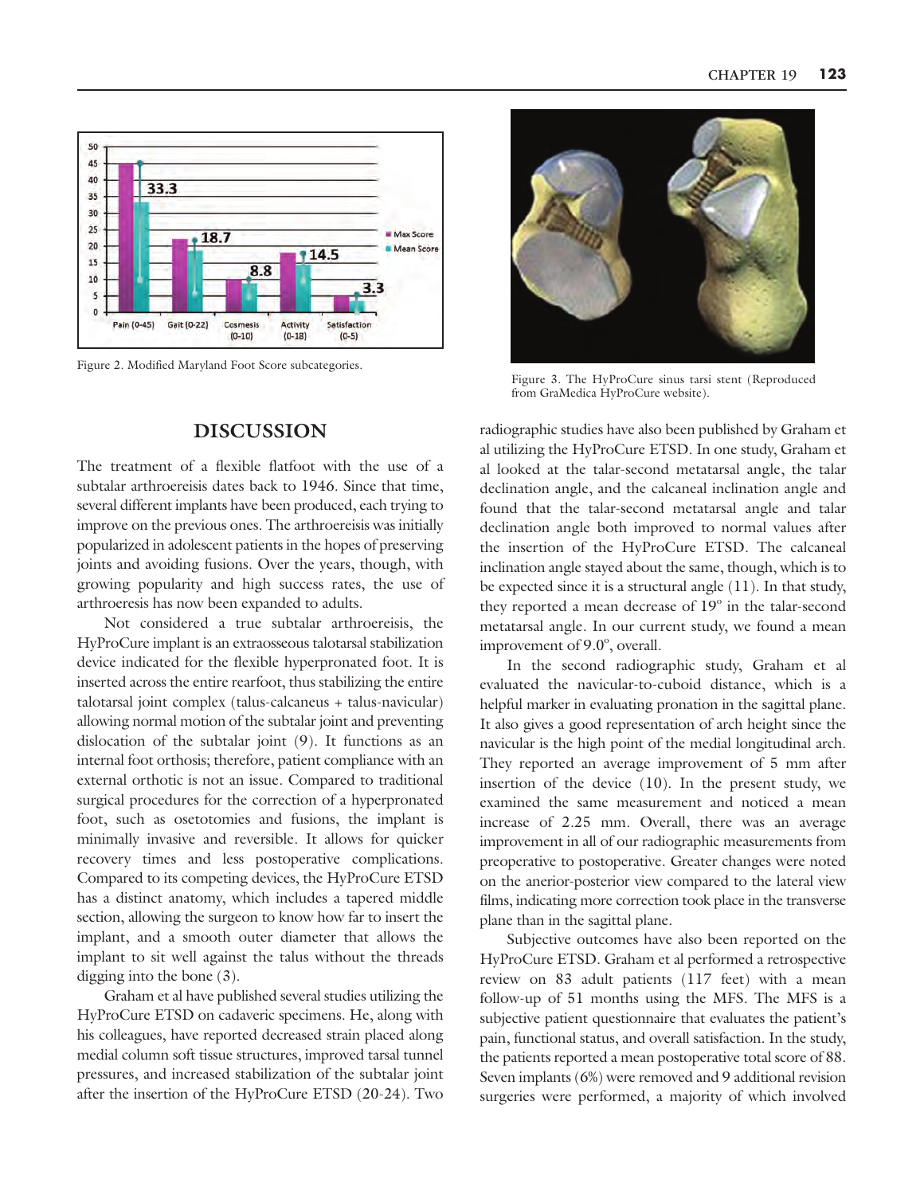Figure 2. Modified Maryland Foot Score subcategories.

Figure 3. The HyProCure sinus tarsi stent (Reproduced from GraMedica HyProCure website).

## DISCUSSION

The treatment of a flexible flatfoot with the use of a subtalar arthroereisis dates back to 1946. Since that time, several different implants have been produced, each trying to improve on the previous ones. The arthroereisis was initially popularized in adolescent patients in the hopes of preserving joints and avoiding fusions. Over the years, though, with growing popularity and high success rates, the use of arthroeresis has now been expanded to adults.

Not considered a true subtalar arthroereisis, the HyProCure implant is an extraosseous talotarsal stabilization device indicated for the flexible hyperpronated foot. It is inserted across the entire rearfoot, thus stabilizing the entire talotarsal joint complex (talus-calcaneus + talus-navicular) allowing normal motion of the subtalar joint and preventing dislocation of the subtalar joint (9). It functions as an internal foot orthosis; therefore, patient compliance with an external orthotic is not an issue. Compared to traditional surgical procedures for the correction of a hyperpronated foot, such as osetotomies and fusions, the implant is minimally invasive and reversible. It allows for quicker recovery times and less postoperative complications. Compared to its competing devices, the HyProCure ETSD has a distinct anatomy, which includes a tapered middle section, allowing the surgeon to know how far to insert the implant, and a smooth outer diameter that allows the implant to sit well against the talus without the threads digging into the bone (3).

Graham et al have published several studies utilizing the HyProCure ETSD on cadaveric specimens. He, along with his colleagues, have reported decreased strain placed along medial column soft tissue structures, improved tarsal tunnel pressures, and increased stabilization of the subtalar joint after the insertion of the HyProCure ETSD (20-24). Two radiographic studies have also been published by Graham et al utilizing the HyProCure ETSD. In one study, Graham et al looked at the talar-second metatarsal angle, the talar declination angle, and the calcaneal inclination angle and found that the talar-second metatarsal angle and talar declination angle both improved to normal values after the insertion of the HyProCure ETSD. The calcaneal inclination angle stayed about the same, though, which is to be expected since it is a structural angle (11). In that study, they reported a mean decrease of 19º in the talar-second metatarsal angle. In our current study, we found a mean improvement of 9.0º, overall.

In the second radiographic study, Graham et al evaluated the navicular-to-cuboid distance, which is a helpful marker in evaluating pronation in the sagittal plane. It also gives a good representation of arch height since the navicular is the high point of the medial longitudinal arch. They reported an average improvement of 5 mm after insertion of the device (10). In the present study, we examined the same measurement and noticed a mean increase of 2.25 mm. Overall, there was an average improvement in all of our radiographic measurements from preoperative to postoperative. Greater changes were noted on the anerior-posterior view compared to the lateral view films, indicating more correction took place in the transverse plane than in the sagittal plane.

Subjective outcomes have also been reported on the HyProCure ETSD. Graham et al performed a retrospective review on 83 adult patients (117 feet) with a mean follow-up of 51 months using the MFS. The MFS is a subjective patient questionnaire that evaluates the patient's pain, functional status, and overall satisfaction. In the study, the patients reported a mean postoperative total score of 88. Seven implants (6%) were removed and 9 additional revision surgeries were performed, a majority of which involved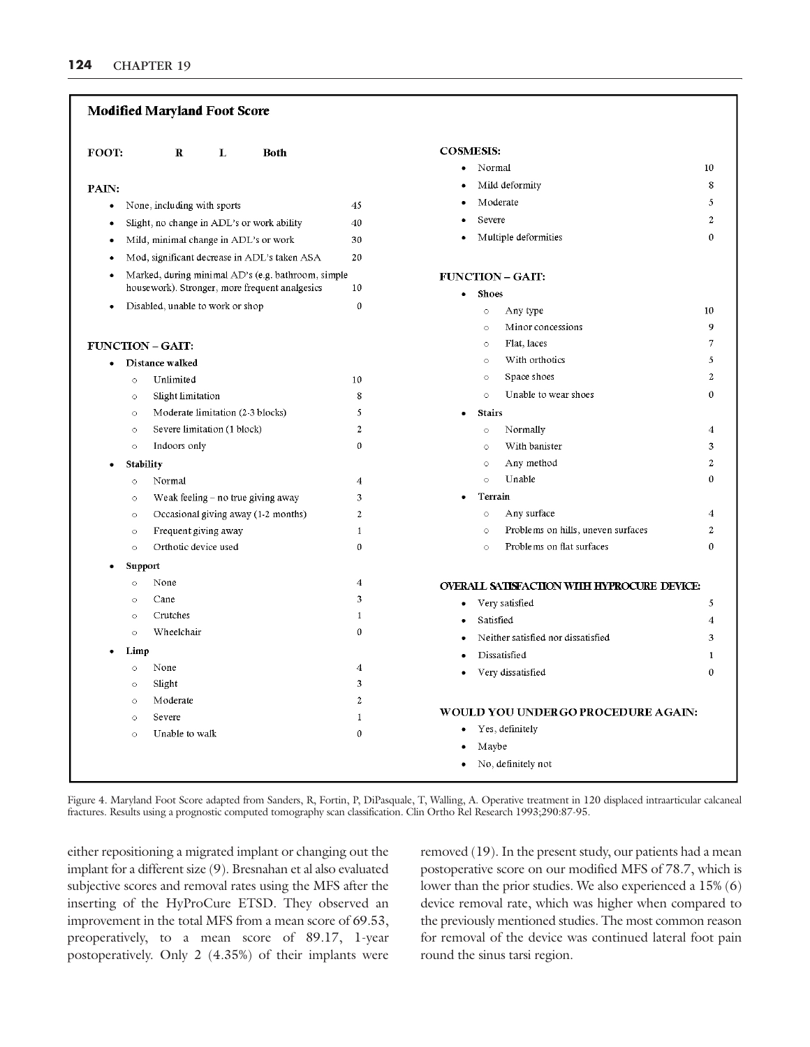## Modified Maryland Foot Score

**FOOT:** R L Both

**PAIN:**

| | |
|---|---|
| • None, including with sports | 45 |
| • Slight, no change in ADL's or work ability | 40 |
| • Mild, minimal change in ADL's or work | 30 |
| • Mod, significant decrease in ADL's taken ASA | 20 |
| • Marked, during minimal AD's (e.g. bathroom, simple housework). Stronger, more frequent analgesics | 10 |
| • Disabled, unable to work or shop | 0 |

**FUNCTION – GAIT:**

| | |
|---|---|
| • **Distance walked** | |
| ○ Unlimited | 10 |
| ○ Slight limitation | 8 |
| ○ Moderate limitation (2-3 blocks) | 5 |
| ○ Severe limitation (1 block) | 2 |
| ○ Indoors only | 0 |
| • **Stability** | |
| ○ Normal | 4 |
| ○ Weak feeling – no true giving away | 3 |
| ○ Occasional giving away (1-2 months) | 2 |
| ○ Frequent giving away | 1 |
| ○ Orthotic device used | 0 |
| • **Support** | |
| ○ None | 4 |
| ○ Cane | 3 |
| ○ Crutches | 1 |
| ○ Wheelchair | 0 |
| • **Limp** | |
| ○ None | 4 |
| ○ Slight | 3 |
| ○ Moderate | 2 |
| ○ Severe | 1 |
| ○ Unable to walk | 0 |

**COSMESIS:**

| | |
|---|---|
| • Normal | 10 |
| • Mild deformity | 8 |
| • Moderate | 5 |
| • Severe | 2 |
| • Multiple deformities | 0 |

**FUNCTION – GAIT:**

| | |
|---|---|
| • **Shoes** | |
| ○ Any type | 10 |
| ○ Minor concessions | 9 |
| ○ Flat, laces | 7 |
| ○ With orthotics | 5 |
| ○ Space shoes | 2 |
| ○ Unable to wear shoes | 0 |
| • **Stairs** | |
| ○ Normally | 4 |
| ○ With banister | 3 |
| ○ Any method | 2 |
| ○ Unable | 0 |
| • **Terrain** | |
| ○ Any surface | 4 |
| ○ Problems on hills, uneven surfaces | 2 |
| ○ Problems on flat surfaces | 0 |

**OVERALL SATISFACTION WITH HYPROCURE DEVICE:**

| | |
|---|---|
| • Very satisfied | 5 |
| • Satisfied | 4 |
| • Neither satisfied nor dissatisfied | 3 |
| • Dissatisfied | 1 |
| • Very dissatisfied | 0 |

**WOULD YOU UNDERGO PROCEDURE AGAIN:**

- Yes, definitely
- Maybe
- No, definitely not

Figure 4. Maryland Foot Score adapted from Sanders, R, Fortin, P, DiPasquale, T, Walling, A. Operative treatment in 120 displaced intraarticular calcaneal fractures. Results using a prognostic computed tomography scan classification. Clin Ortho Rel Research 1993;290:87-95.

either repositioning a migrated implant or changing out the implant for a different size (9). Bresnahan et al also evaluated subjective scores and removal rates using the MFS after the inserting of the HyProCure ETSD. They observed an improvement in the total MFS from a mean score of 69.53, preoperatively, to a mean score of 89.17, 1-year postoperatively. Only 2 (4.35%) of their implants were removed (19). In the present study, our patients had a mean postoperative score on our modified MFS of 78.7, which is lower than the prior studies. We also experienced a 15% (6) device removal rate, which was higher when compared to the previously mentioned studies. The most common reason for removal of the device was continued lateral foot pain round the sinus tarsi region.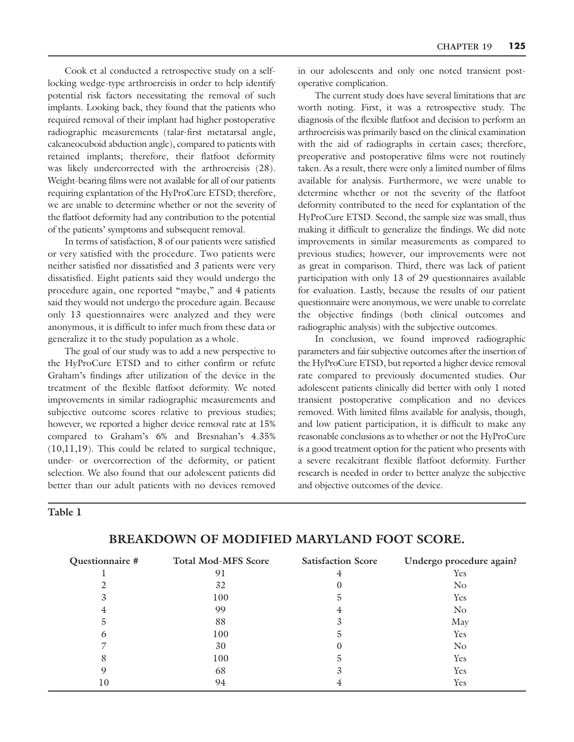Cook et al conducted a retrospective study on a self-locking wedge-type arthroereisis in order to help identify potential risk factors necessitating the removal of such implants. Looking back, they found that the patients who required removal of their implant had higher postoperative radiographic measurements (talar-first metatarsal angle, calcaneocuboid abduction angle), compared to patients with retained implants; therefore, their flatfoot deformity was likely undercorrected with the arthroereisis (28). Weight-bearing films were not available for all of our patients requiring explantation of the HyProCure ETSD; therefore, we are unable to determine whether or not the severity of the flatfoot deformity had any contribution to the potential of the patients' symptoms and subsequent removal.

In terms of satisfaction, 8 of our patients were satisfied or very satisfied with the procedure. Two patients were neither satisfied nor dissatisfied and 3 patients were very dissatisfied. Eight patients said they would undergo the procedure again, one reported "maybe," and 4 patients said they would not undergo the procedure again. Because only 13 questionnaires were analyzed and they were anonymous, it is difficult to infer much from these data or generalize it to the study population as a whole.

The goal of our study was to add a new perspective to the HyProCure ETSD and to either confirm or refute Graham's findings after utilization of the device in the treatment of the flexible flatfoot deformity. We noted improvements in similar radiographic measurements and subjective outcome scores relative to previous studies; however, we reported a higher device removal rate at 15% compared to Graham's 6% and Bresnahan's 4.35% (10,11,19). This could be related to surgical technique, under- or overcorrection of the deformity, or patient selection. We also found that our adolescent patients did better than our adult patients with no devices removed in our adolescents and only one noted transient postoperative complication.

The current study does have several limitations that are worth noting. First, it was a retrospective study. The diagnosis of the flexible flatfoot and decision to perform an arthroereisis was primarily based on the clinical examination with the aid of radiographs in certain cases; therefore, preoperative and postoperative films were not routinely taken. As a result, there were only a limited number of films available for analysis. Furthermore, we were unable to determine whether or not the severity of the flatfoot deformity contributed to the need for explantation of the HyProCure ETSD. Second, the sample size was small, thus making it difficult to generalize the findings. We did note improvements in similar measurements as compared to previous studies; however, our improvements were not as great in comparison. Third, there was lack of patient participation with only 13 of 29 questionnaires available for evaluation. Lastly, because the results of our patient questionnaire were anonymous, we were unable to correlate the objective findings (both clinical outcomes and radiographic analysis) with the subjective outcomes.

In conclusion, we found improved radiographic parameters and fair subjective outcomes after the insertion of the HyProCure ETSD, but reported a higher device removal rate compared to previously documented studies. Our adolescent patients clinically did better with only 1 noted transient postoperative complication and no devices removed. With limited films available for analysis, though, and low patient participation, it is difficult to make any reasonable conclusions as to whether or not the HyProCure is a good treatment option for the patient who presents with a severe recalcitrant flexible flatfoot deformity. Further research is needed in order to better analyze the subjective and objective outcomes of the device.

**Table 1**

**BREAKDOWN OF MODIFIED MARYLAND FOOT SCORE.**

| Questionnaire # | Total Mod-MFS Score | Satisfaction Score | Undergo procedure again? |
|---|---|---|---|
| 1 | 91 | 4 | Yes |
| 2 | 32 | 0 | No |
| 3 | 100 | 5 | Yes |
| 4 | 99 | 4 | No |
| 5 | 88 | 3 | May |
| 6 | 100 | 5 | Yes |
| 7 | 30 | 0 | No |
| 8 | 100 | 5 | Yes |
| 9 | 68 | 3 | Yes |
| 10 | 94 | 4 | Yes |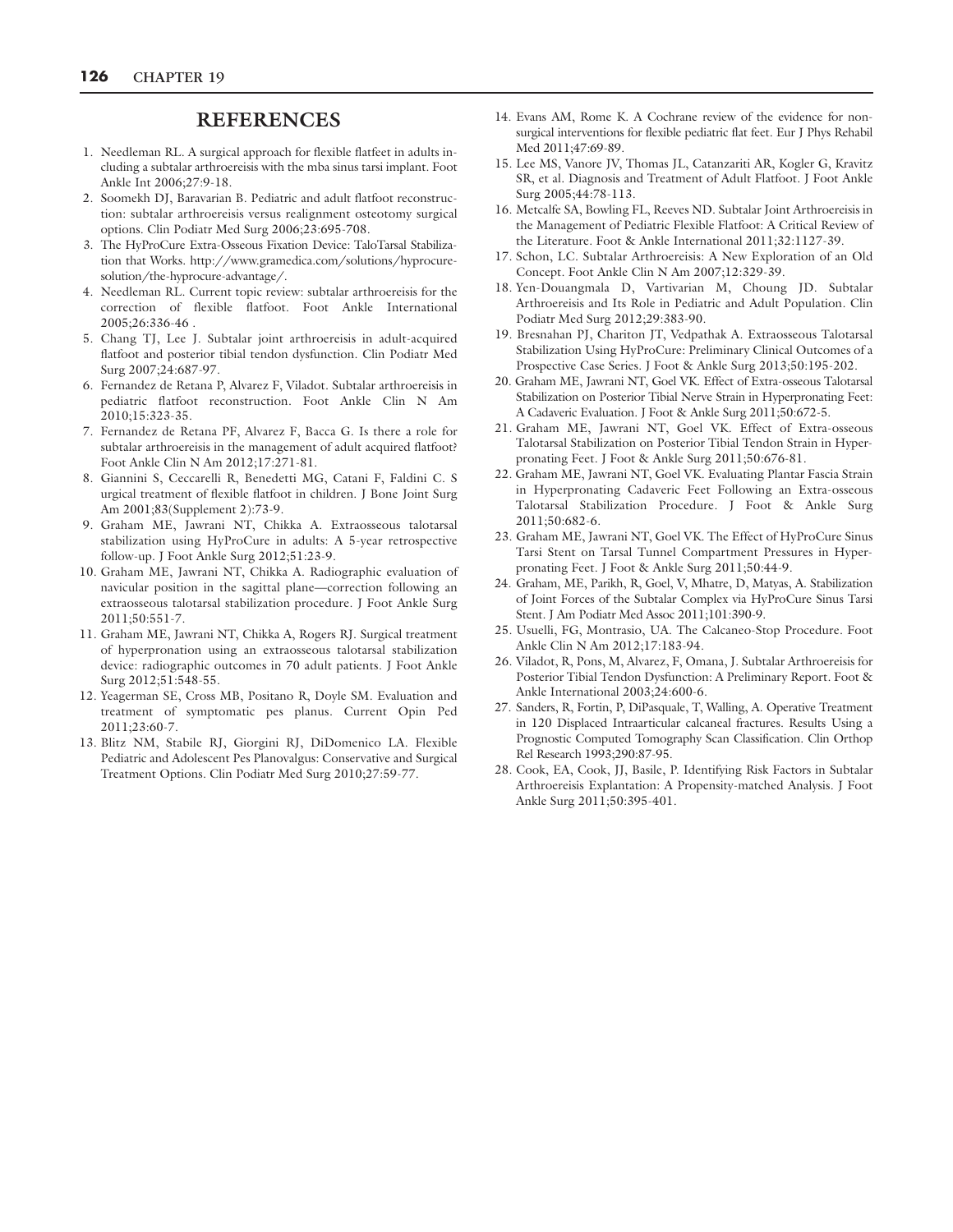## REFERENCES

1. Needleman RL. A surgical approach for flexible flatfeet in adults including a subtalar arthroereisis with the mba sinus tarsi implant. Foot Ankle Int 2006;27:9-18.
2. Soomekh DJ, Baravarian B. Pediatric and adult flatfoot reconstruction: subtalar arthroereisis versus realignment osteotomy surgical options. Clin Podiatr Med Surg 2006;23:695-708.
3. The HyProCure Extra-Osseous Fixation Device: TaloTarsal Stabilization that Works. http://www.gramedica.com/solutions/hyprocure-solution/the-hyprocure-advantage/.
4. Needleman RL. Current topic review: subtalar arthroereisis for the correction of flexible flatfoot. Foot Ankle International 2005;26:336-46 .
5. Chang TJ, Lee J. Subtalar joint arthroereisis in adult-acquired flatfoot and posterior tibial tendon dysfunction. Clin Podiatr Med Surg 2007;24:687-97.
6. Fernandez de Retana P, Alvarez F, Viladot. Subtalar arthroereisis in pediatric flatfoot reconstruction. Foot Ankle Clin N Am 2010;15:323-35.
7. Fernandez de Retana PF, Alvarez F, Bacca G. Is there a role for subtalar arthroereisis in the management of adult acquired flatfoot? Foot Ankle Clin N Am 2012;17:271-81.
8. Giannini S, Ceccarelli R, Benedetti MG, Catani F, Faldini C. S urgical treatment of flexible flatfoot in children. J Bone Joint Surg Am 2001;83(Supplement 2):73-9.
9. Graham ME, Jawrani NT, Chikka A. Extraosseous talotarsal stabilization using HyProCure in adults: A 5-year retrospective follow-up. J Foot Ankle Surg 2012;51:23-9.
10. Graham ME, Jawrani NT, Chikka A. Radiographic evaluation of navicular position in the sagittal plane—correction following an extraosseous talotarsal stabilization procedure. J Foot Ankle Surg 2011;50:551-7.
11. Graham ME, Jawrani NT, Chikka A, Rogers RJ. Surgical treatment of hyperpronation using an extraosseous talotarsal stabilization device: radiographic outcomes in 70 adult patients. J Foot Ankle Surg 2012;51:548-55.
12. Yeagerman SE, Cross MB, Positano R, Doyle SM. Evaluation and treatment of symptomatic pes planus. Current Opin Ped 2011;23:60-7.
13. Blitz NM, Stabile RJ, Giorgini RJ, DiDomenico LA. Flexible Pediatric and Adolescent Pes Planovalgus: Conservative and Surgical Treatment Options. Clin Podiatr Med Surg 2010;27:59-77.
14. Evans AM, Rome K. A Cochrane review of the evidence for non-surgical interventions for flexible pediatric flat feet. Eur J Phys Rehabil Med 2011;47:69-89.
15. Lee MS, Vanore JV, Thomas JL, Catanzariti AR, Kogler G, Kravitz SR, et al. Diagnosis and Treatment of Adult Flatfoot. J Foot Ankle Surg 2005;44:78-113.
16. Metcalfe SA, Bowling FL, Reeves ND. Subtalar Joint Arthroereisis in the Management of Pediatric Flexible Flatfoot: A Critical Review of the Literature. Foot & Ankle International 2011;32:1127-39.
17. Schon, LC. Subtalar Arthroereisis: A New Exploration of an Old Concept. Foot Ankle Clin N Am 2007;12:329-39.
18. Yen-Douangmala D, Vartivarian M, Choung JD. Subtalar Arthroereisis and Its Role in Pediatric and Adult Population. Clin Podiatr Med Surg 2012;29:383-90.
19. Bresnahan PJ, Chariton JT, Vedpathak A. Extraosseous Talotarsal Stabilization Using HyProCure: Preliminary Clinical Outcomes of a Prospective Case Series. J Foot & Ankle Surg 2013;50:195-202.
20. Graham ME, Jawrani NT, Goel VK. Effect of Extra-osseous Talotarsal Stabilization on Posterior Tibial Nerve Strain in Hyperpronating Feet: A Cadaveric Evaluation. J Foot & Ankle Surg 2011;50:672-5.
21. Graham ME, Jawrani NT, Goel VK. Effect of Extra-osseous Talotarsal Stabilization on Posterior Tibial Tendon Strain in Hyperpronating Feet. J Foot & Ankle Surg 2011;50:676-81.
22. Graham ME, Jawrani NT, Goel VK. Evaluating Plantar Fascia Strain in Hyperpronating Cadaveric Feet Following an Extra-osseous Talotarsal Stabilization Procedure. J Foot & Ankle Surg 2011;50:682-6.
23. Graham ME, Jawrani NT, Goel VK. The Effect of HyProCure Sinus Tarsi Stent on Tarsal Tunnel Compartment Pressures in Hyperpronating Feet. J Foot & Ankle Surg 2011;50:44-9.
24. Graham, ME, Parikh, R, Goel, V, Mhatre, D, Matyas, A. Stabilization of Joint Forces of the Subtalar Complex via HyProCure Sinus Tarsi Stent. J Am Podiatr Med Assoc 2011;101:390-9.
25. Usuelli, FG, Montrasio, UA. The Calcaneo-Stop Procedure. Foot Ankle Clin N Am 2012;17:183-94.
26. Viladot, R, Pons, M, Alvarez, F, Omana, J. Subtalar Arthroereisis for Posterior Tibial Tendon Dysfunction: A Preliminary Report. Foot & Ankle International 2003;24:600-6.
27. Sanders, R, Fortin, P, DiPasquale, T, Walling, A. Operative Treatment in 120 Displaced Intraarticular calcaneal fractures. Results Using a Prognostic Computed Tomography Scan Classification. Clin Orthop Rel Research 1993;290:87-95.
28. Cook, EA, Cook, JJ, Basile, P. Identifying Risk Factors in Subtalar Arthroereisis Explantation: A Propensity-matched Analysis. J Foot Ankle Surg 2011;50:395-401.